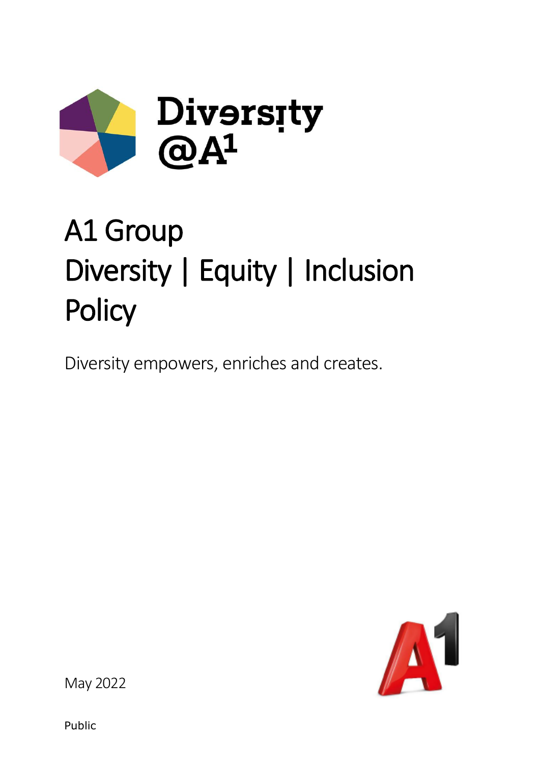Diversity @A1

# A1 Group Diversity | Equity | Inclusion Policy

Diversity empowers, enriches and creates.

May 2022

Public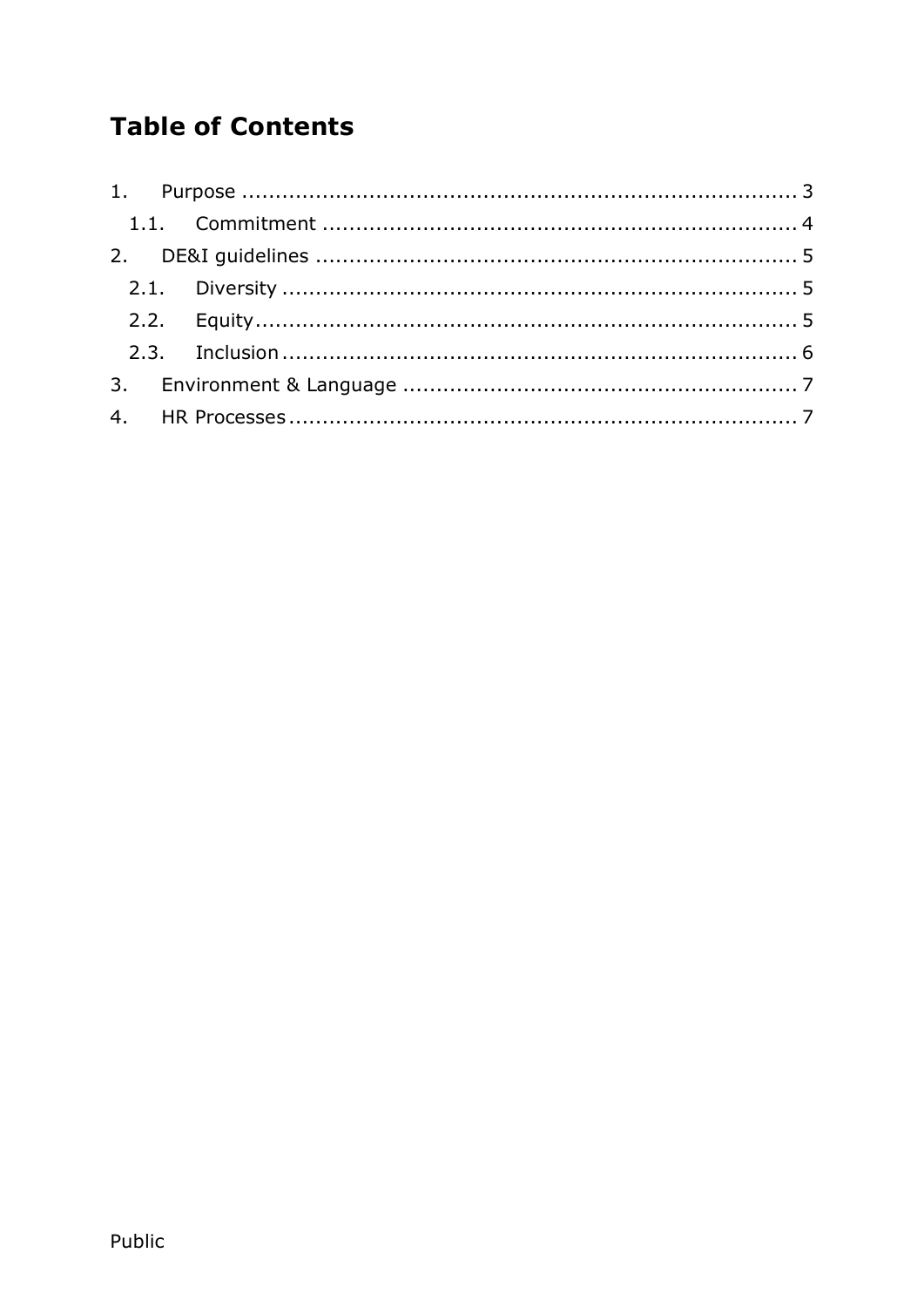# Table of Contents

1. Purpose ..................................................................................... 3
   1.1. Commitment ....................................................................... 4
2. DE&I guidelines ......................................................................... 5
   2.1. Diversity ............................................................................. 5
   2.2. Equity.................................................................................. 5
   2.3. Inclusion ............................................................................. 6
3. Environment & Language ........................................................... 7
4. HR Processes ............................................................................. 7

Public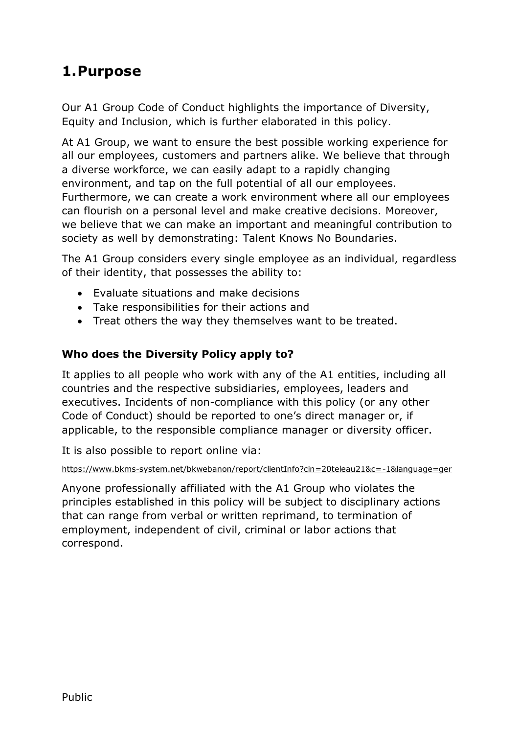# 1. Purpose

Our A1 Group Code of Conduct highlights the importance of Diversity, Equity and Inclusion, which is further elaborated in this policy.

At A1 Group, we want to ensure the best possible working experience for all our employees, customers and partners alike. We believe that through a diverse workforce, we can easily adapt to a rapidly changing environment, and tap on the full potential of all our employees. Furthermore, we can create a work environment where all our employees can flourish on a personal level and make creative decisions. Moreover, we believe that we can make an important and meaningful contribution to society as well by demonstrating: Talent Knows No Boundaries.

The A1 Group considers every single employee as an individual, regardless of their identity, that possesses the ability to:

- Evaluate situations and make decisions
- Take responsibilities for their actions and
- Treat others the way they themselves want to be treated.

### Who does the Diversity Policy apply to?

It applies to all people who work with any of the A1 entities, including all countries and the respective subsidiaries, employees, leaders and executives. Incidents of non-compliance with this policy (or any other Code of Conduct) should be reported to one's direct manager or, if applicable, to the responsible compliance manager or diversity officer.

It is also possible to report online via:

https://www.bkms-system.net/bkwebanon/report/clientInfo?cin=20teleau21&c=-1&language=ger

Anyone professionally affiliated with the A1 Group who violates the principles established in this policy will be subject to disciplinary actions that can range from verbal or written reprimand, to termination of employment, independent of civil, criminal or labor actions that correspond.

Public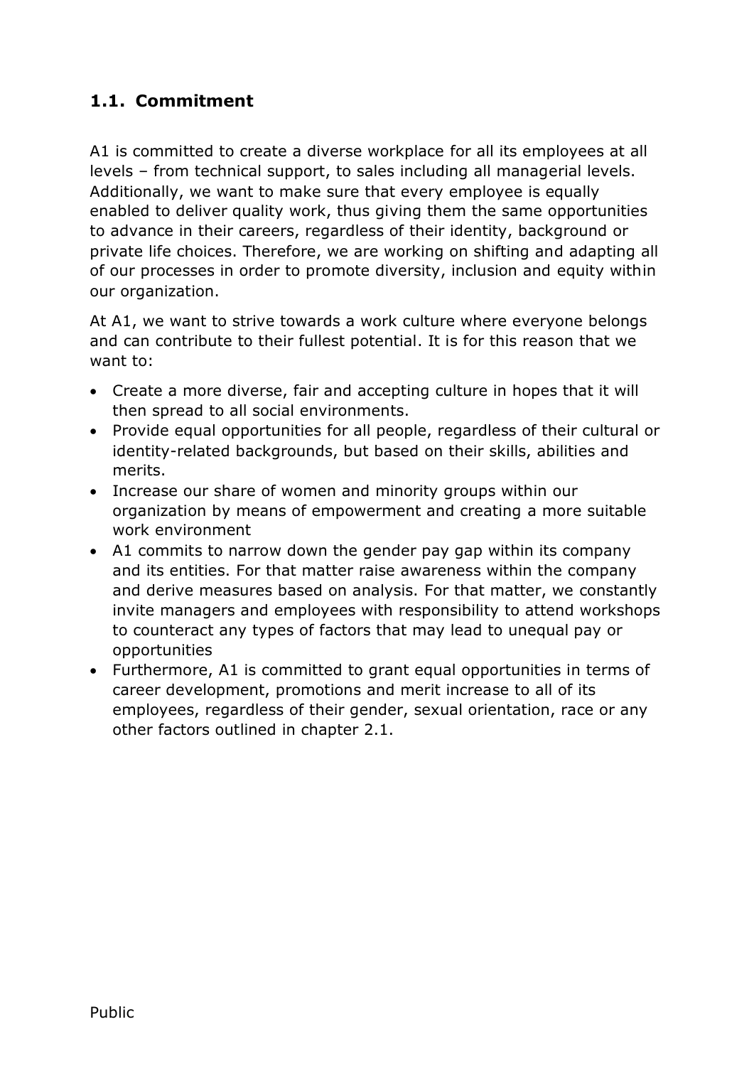## 1.1. Commitment

A1 is committed to create a diverse workplace for all its employees at all levels – from technical support, to sales including all managerial levels. Additionally, we want to make sure that every employee is equally enabled to deliver quality work, thus giving them the same opportunities to advance in their careers, regardless of their identity, background or private life choices. Therefore, we are working on shifting and adapting all of our processes in order to promote diversity, inclusion and equity within our organization.

At A1, we want to strive towards a work culture where everyone belongs and can contribute to their fullest potential. It is for this reason that we want to:

- Create a more diverse, fair and accepting culture in hopes that it will then spread to all social environments.
- Provide equal opportunities for all people, regardless of their cultural or identity-related backgrounds, but based on their skills, abilities and merits.
- Increase our share of women and minority groups within our organization by means of empowerment and creating a more suitable work environment
- A1 commits to narrow down the gender pay gap within its company and its entities. For that matter raise awareness within the company and derive measures based on analysis. For that matter, we constantly invite managers and employees with responsibility to attend workshops to counteract any types of factors that may lead to unequal pay or opportunities
- Furthermore, A1 is committed to grant equal opportunities in terms of career development, promotions and merit increase to all of its employees, regardless of their gender, sexual orientation, race or any other factors outlined in chapter 2.1.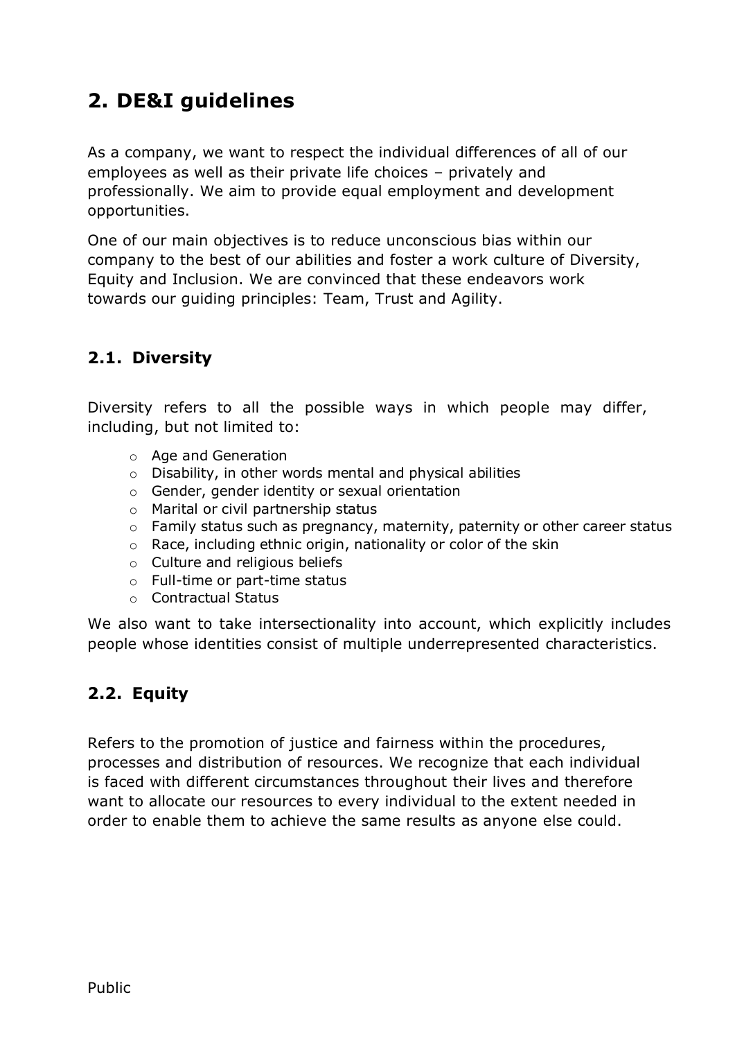# 2. DE&I guidelines

As a company, we want to respect the individual differences of all of our employees as well as their private life choices – privately and professionally. We aim to provide equal employment and development opportunities.

One of our main objectives is to reduce unconscious bias within our company to the best of our abilities and foster a work culture of Diversity, Equity and Inclusion. We are convinced that these endeavors work towards our guiding principles: Team, Trust and Agility.

## 2.1. Diversity

Diversity refers to all the possible ways in which people may differ, including, but not limited to:

- Age and Generation
- Disability, in other words mental and physical abilities
- Gender, gender identity or sexual orientation
- Marital or civil partnership status
- Family status such as pregnancy, maternity, paternity or other career status
- Race, including ethnic origin, nationality or color of the skin
- Culture and religious beliefs
- Full-time or part-time status
- Contractual Status

We also want to take intersectionality into account, which explicitly includes people whose identities consist of multiple underrepresented characteristics.

## 2.2. Equity

Refers to the promotion of justice and fairness within the procedures, processes and distribution of resources. We recognize that each individual is faced with different circumstances throughout their lives and therefore want to allocate our resources to every individual to the extent needed in order to enable them to achieve the same results as anyone else could.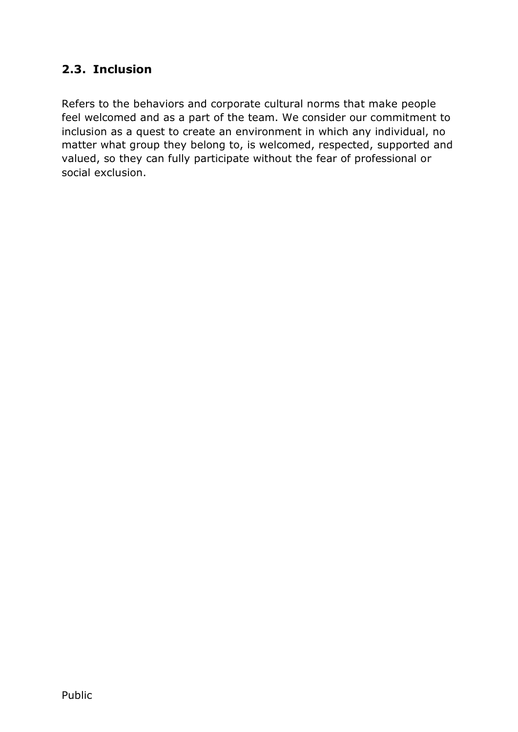## 2.3. Inclusion

Refers to the behaviors and corporate cultural norms that make people feel welcomed and as a part of the team. We consider our commitment to inclusion as a quest to create an environment in which any individual, no matter what group they belong to, is welcomed, respected, supported and valued, so they can fully participate without the fear of professional or social exclusion.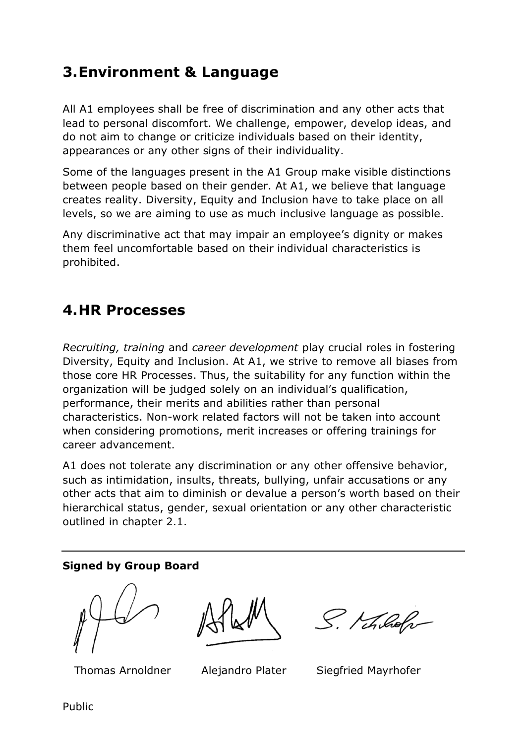## 3. Environment & Language

All A1 employees shall be free of discrimination and any other acts that lead to personal discomfort. We challenge, empower, develop ideas, and do not aim to change or criticize individuals based on their identity, appearances or any other signs of their individuality.

Some of the languages present in the A1 Group make visible distinctions between people based on their gender. At A1, we believe that language creates reality. Diversity, Equity and Inclusion have to take place on all levels, so we are aiming to use as much inclusive language as possible.

Any discriminative act that may impair an employee's dignity or makes them feel uncomfortable based on their individual characteristics is prohibited.

## 4. HR Processes

*Recruiting, training* and *career development* play crucial roles in fostering Diversity, Equity and Inclusion. At A1, we strive to remove all biases from those core HR Processes. Thus, the suitability for any function within the organization will be judged solely on an individual's qualification, performance, their merits and abilities rather than personal characteristics. Non-work related factors will not be taken into account when considering promotions, merit increases or offering trainings for career advancement.

A1 does not tolerate any discrimination or any other offensive behavior, such as intimidation, insults, threats, bullying, unfair accusations or any other acts that aim to diminish or devalue a person's worth based on their hierarchical status, gender, sexual orientation or any other characteristic outlined in chapter 2.1.

---

**Signed by Group Board**

Thomas Arnoldner     Alejandro Plater     Siegfried Mayrhofer

Public